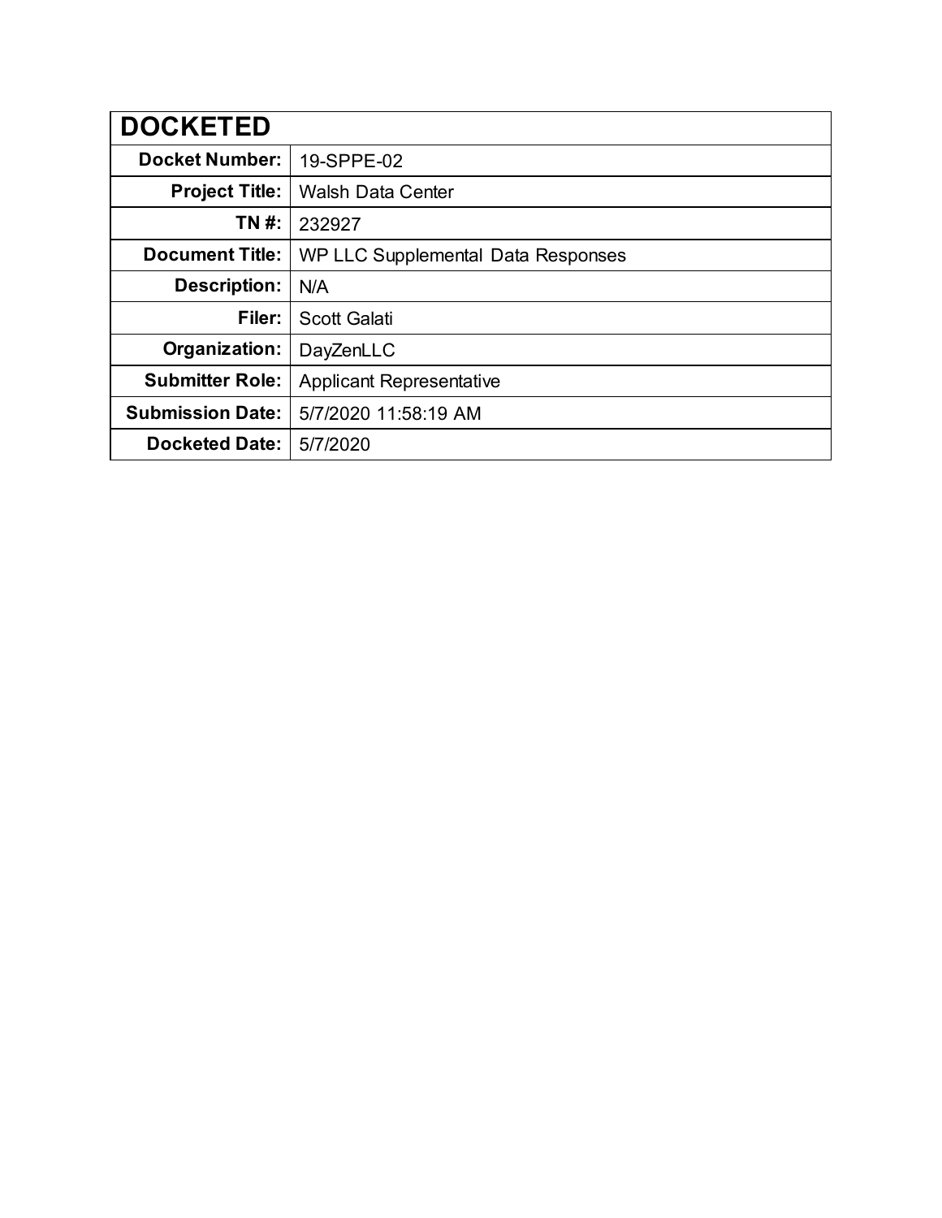| DOCKETED | |
|---|---|
| **Docket Number:** | 19-SPPE-02 |
| **Project Title:** | Walsh Data Center |
| **TN #:** | 232927 |
| **Document Title:** | WP LLC Supplemental Data Responses |
| **Description:** | N/A |
| **Filer:** | Scott Galati |
| **Organization:** | DayZenLLC |
| **Submitter Role:** | Applicant Representative |
| **Submission Date:** | 5/7/2020 11:58:19 AM |
| **Docketed Date:** | 5/7/2020 |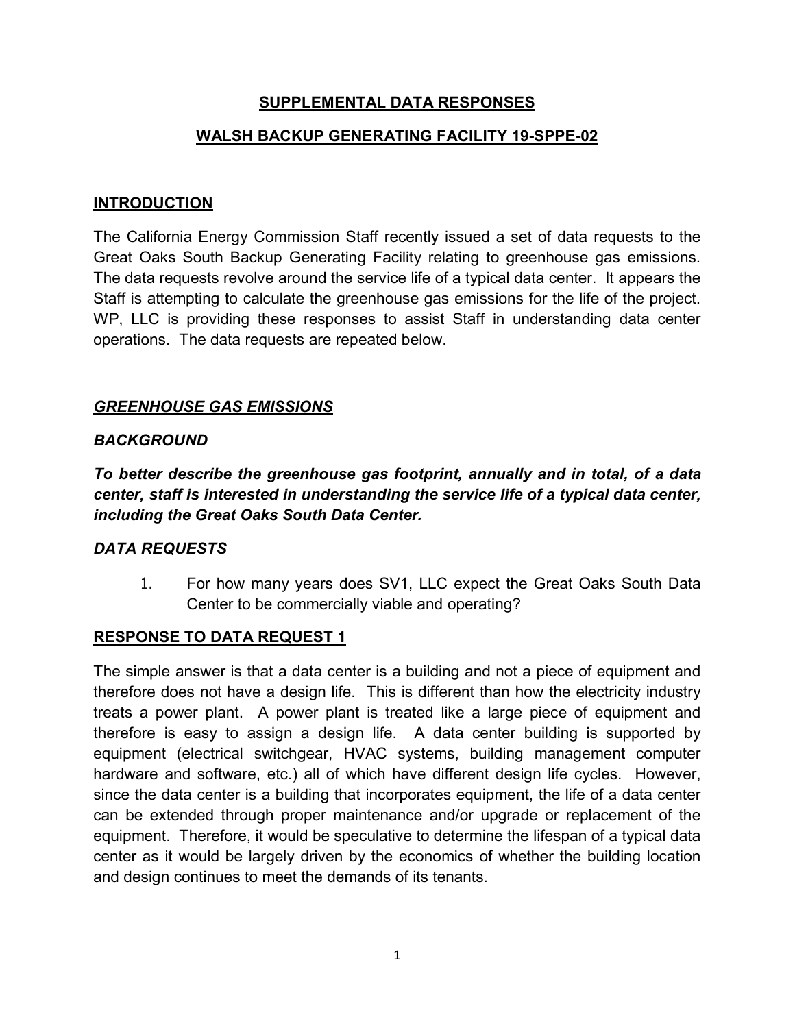## SUPPLEMENTAL DATA RESPONSES

## WALSH BACKUP GENERATING FACILITY 19-SPPE-02

### INTRODUCTION

The California Energy Commission Staff recently issued a set of data requests to the Great Oaks South Backup Generating Facility relating to greenhouse gas emissions. The data requests revolve around the service life of a typical data center. It appears the Staff is attempting to calculate the greenhouse gas emissions for the life of the project. WP, LLC is providing these responses to assist Staff in understanding data center operations. The data requests are repeated below.

### *GREENHOUSE GAS EMISSIONS*

### *BACKGROUND*

***To better describe the greenhouse gas footprint, annually and in total, of a data center, staff is interested in understanding the service life of a typical data center, including the Great Oaks South Data Center.***

### *DATA REQUESTS*

1. For how many years does SV1, LLC expect the Great Oaks South Data Center to be commercially viable and operating?

### RESPONSE TO DATA REQUEST 1

The simple answer is that a data center is a building and not a piece of equipment and therefore does not have a design life. This is different than how the electricity industry treats a power plant. A power plant is treated like a large piece of equipment and therefore is easy to assign a design life. A data center building is supported by equipment (electrical switchgear, HVAC systems, building management computer hardware and software, etc.) all of which have different design life cycles. However, since the data center is a building that incorporates equipment, the life of a data center can be extended through proper maintenance and/or upgrade or replacement of the equipment. Therefore, it would be speculative to determine the lifespan of a typical data center as it would be largely driven by the economics of whether the building location and design continues to meet the demands of its tenants.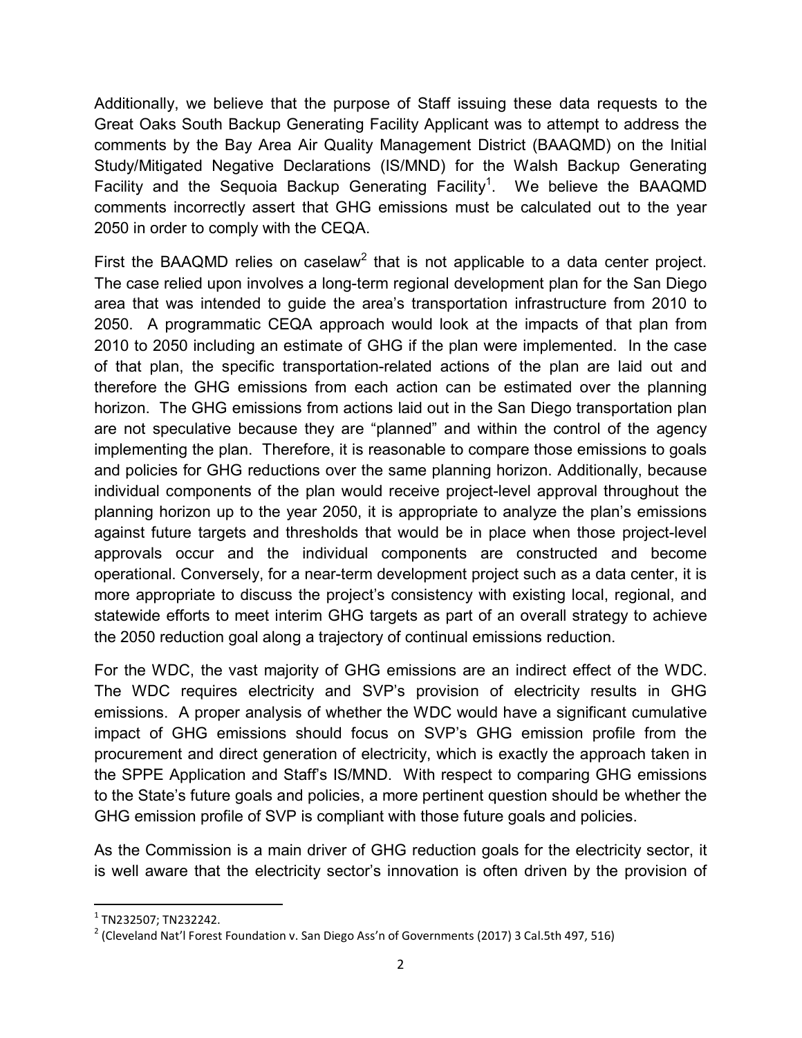Additionally, we believe that the purpose of Staff issuing these data requests to the Great Oaks South Backup Generating Facility Applicant was to attempt to address the comments by the Bay Area Air Quality Management District (BAAQMD) on the Initial Study/Mitigated Negative Declarations (IS/MND) for the Walsh Backup Generating Facility and the Sequoia Backup Generating Facility[1]. We believe the BAAQMD comments incorrectly assert that GHG emissions must be calculated out to the year 2050 in order to comply with the CEQA.

First the BAAQMD relies on caselaw[2] that is not applicable to a data center project. The case relied upon involves a long-term regional development plan for the San Diego area that was intended to guide the area's transportation infrastructure from 2010 to 2050. A programmatic CEQA approach would look at the impacts of that plan from 2010 to 2050 including an estimate of GHG if the plan were implemented. In the case of that plan, the specific transportation-related actions of the plan are laid out and therefore the GHG emissions from each action can be estimated over the planning horizon. The GHG emissions from actions laid out in the San Diego transportation plan are not speculative because they are "planned" and within the control of the agency implementing the plan. Therefore, it is reasonable to compare those emissions to goals and policies for GHG reductions over the same planning horizon. Additionally, because individual components of the plan would receive project-level approval throughout the planning horizon up to the year 2050, it is appropriate to analyze the plan's emissions against future targets and thresholds that would be in place when those project-level approvals occur and the individual components are constructed and become operational. Conversely, for a near-term development project such as a data center, it is more appropriate to discuss the project's consistency with existing local, regional, and statewide efforts to meet interim GHG targets as part of an overall strategy to achieve the 2050 reduction goal along a trajectory of continual emissions reduction.

For the WDC, the vast majority of GHG emissions are an indirect effect of the WDC. The WDC requires electricity and SVP's provision of electricity results in GHG emissions. A proper analysis of whether the WDC would have a significant cumulative impact of GHG emissions should focus on SVP's GHG emission profile from the procurement and direct generation of electricity, which is exactly the approach taken in the SPPE Application and Staff's IS/MND. With respect to comparing GHG emissions to the State's future goals and policies, a more pertinent question should be whether the GHG emission profile of SVP is compliant with those future goals and policies.

As the Commission is a main driver of GHG reduction goals for the electricity sector, it is well aware that the electricity sector's innovation is often driven by the provision of

---

[1] TN232507; TN232242.

[2] (Cleveland Nat'l Forest Foundation v. San Diego Ass'n of Governments (2017) 3 Cal.5th 497, 516)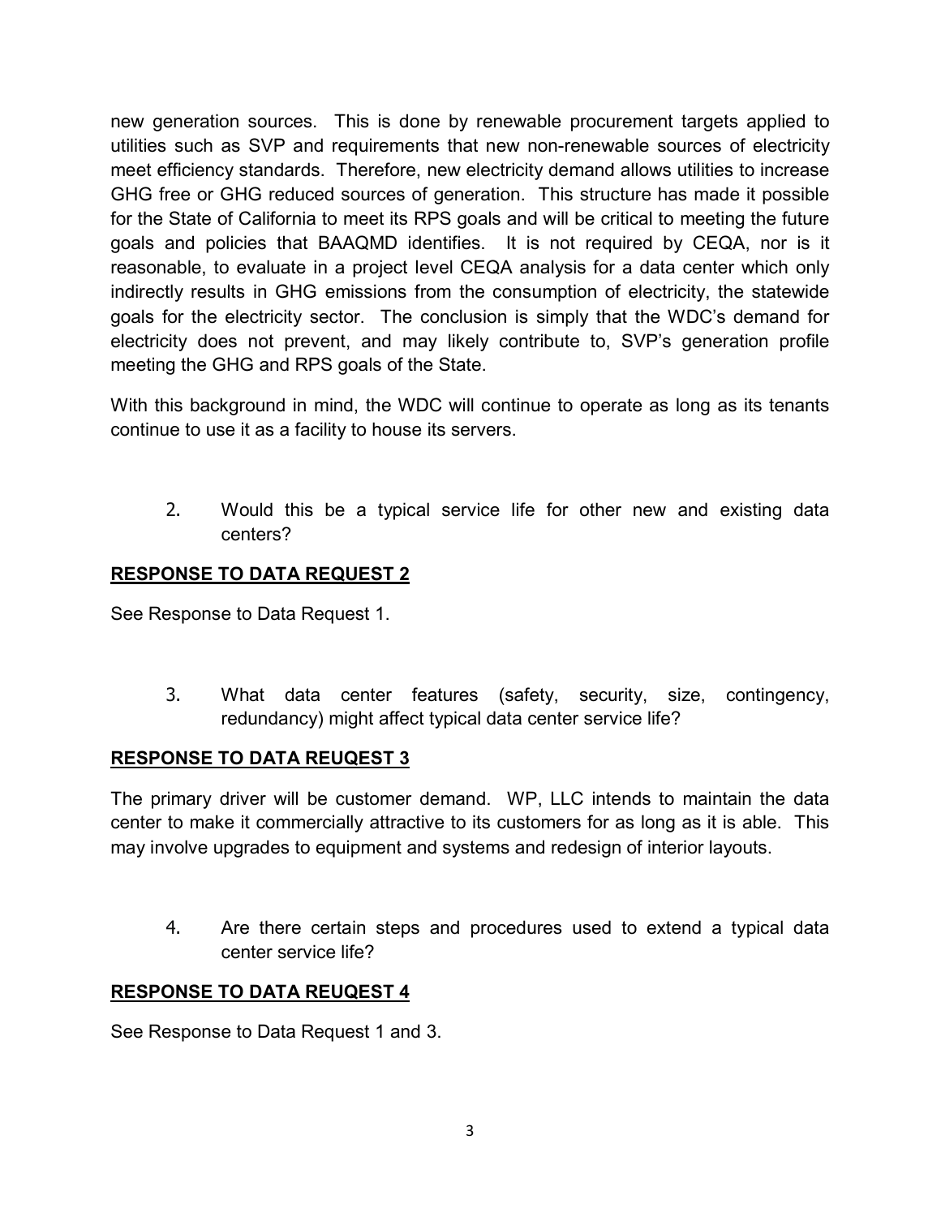new generation sources. This is done by renewable procurement targets applied to utilities such as SVP and requirements that new non-renewable sources of electricity meet efficiency standards. Therefore, new electricity demand allows utilities to increase GHG free or GHG reduced sources of generation. This structure has made it possible for the State of California to meet its RPS goals and will be critical to meeting the future goals and policies that BAAQMD identifies. It is not required by CEQA, nor is it reasonable, to evaluate in a project level CEQA analysis for a data center which only indirectly results in GHG emissions from the consumption of electricity, the statewide goals for the electricity sector. The conclusion is simply that the WDC's demand for electricity does not prevent, and may likely contribute to, SVP's generation profile meeting the GHG and RPS goals of the State.

With this background in mind, the WDC will continue to operate as long as its tenants continue to use it as a facility to house its servers.

2. Would this be a typical service life for other new and existing data centers?

**RESPONSE TO DATA REQUEST 2**

See Response to Data Request 1.

3. What data center features (safety, security, size, contingency, redundancy) might affect typical data center service life?

**RESPONSE TO DATA REUQEST 3**

The primary driver will be customer demand. WP, LLC intends to maintain the data center to make it commercially attractive to its customers for as long as it is able. This may involve upgrades to equipment and systems and redesign of interior layouts.

4. Are there certain steps and procedures used to extend a typical data center service life?

**RESPONSE TO DATA REUQEST 4**

See Response to Data Request 1 and 3.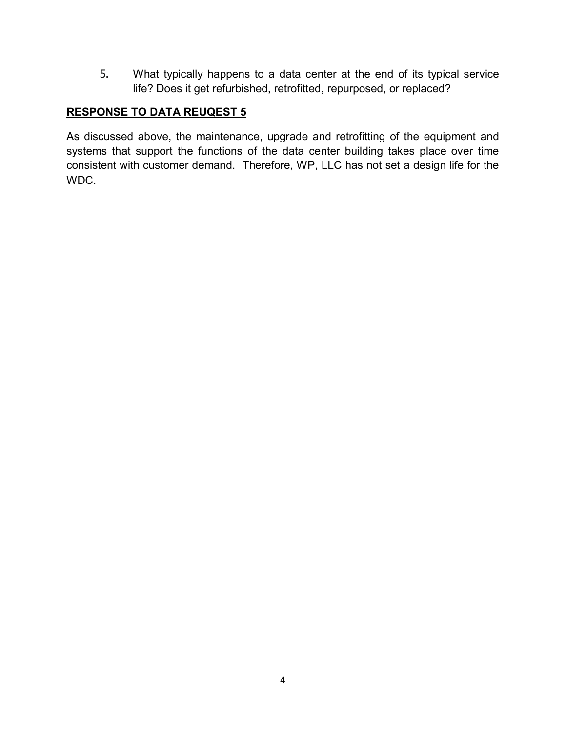5. What typically happens to a data center at the end of its typical service life? Does it get refurbished, retrofitted, repurposed, or replaced?

**RESPONSE TO DATA REUQEST 5**

As discussed above, the maintenance, upgrade and retrofitting of the equipment and systems that support the functions of the data center building takes place over time consistent with customer demand. Therefore, WP, LLC has not set a design life for the WDC.